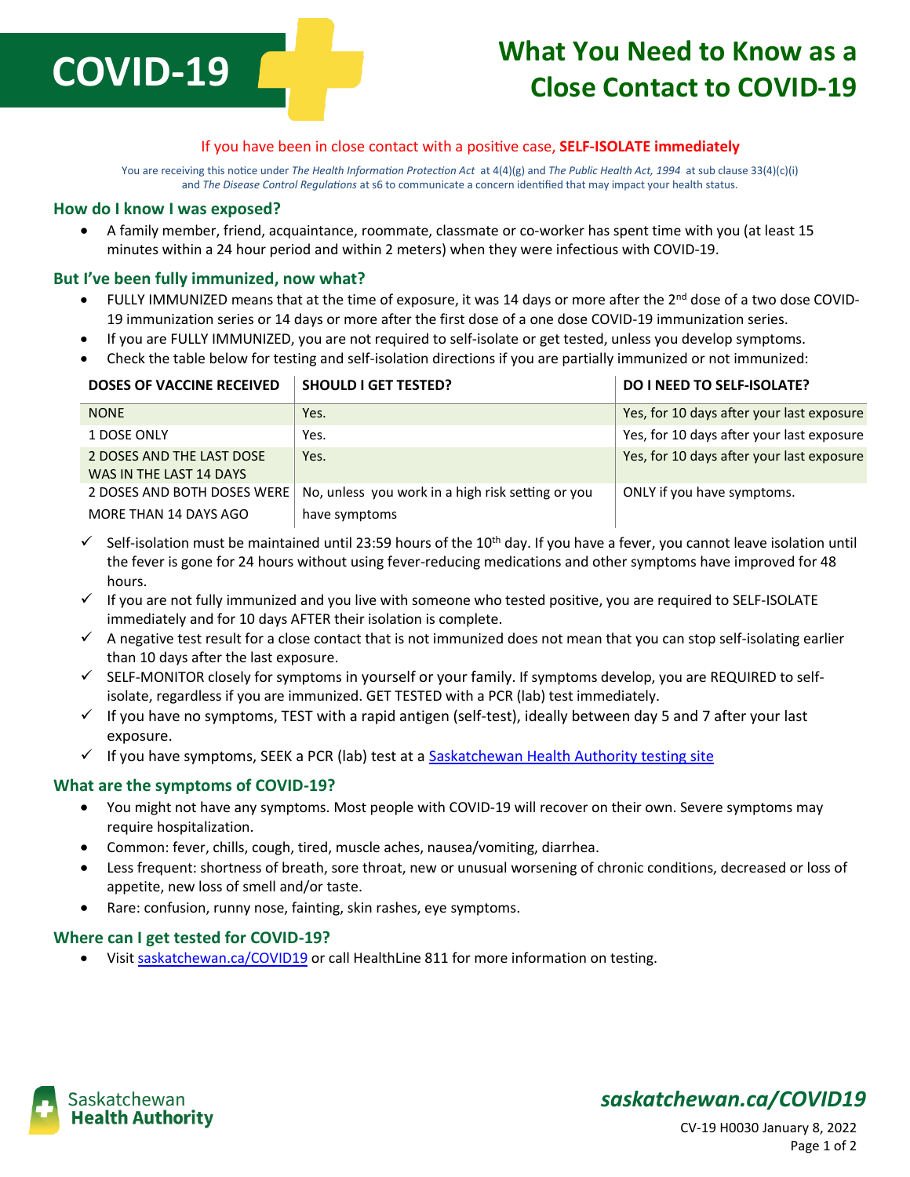# COVID-19

# What You Need to Know as a Close Contact to COVID-19

If you have been in close contact with a positive case, **SELF-ISOLATE immediately**

You are receiving this notice under *The Health Information Protection Act* at 4(4)(g) and *The Public Health Act, 1994* at sub clause 33(4)(c)(i) and *The Disease Control Regulations* at s6 to communicate a concern identified that may impact your health status.

## How do I know I was exposed?

- A family member, friend, acquaintance, roommate, classmate or co-worker has spent time with you (at least 15 minutes within a 24 hour period and within 2 meters) when they were infectious with COVID-19.

## But I've been fully immunized, now what?

- FULLY IMMUNIZED means that at the time of exposure, it was 14 days or more after the 2nd dose of a two dose COVID-19 immunization series or 14 days or more after the first dose of a one dose COVID-19 immunization series.
- If you are FULLY IMMUNIZED, you are not required to self-isolate or get tested, unless you develop symptoms.
- Check the table below for testing and self-isolation directions if you are partially immunized or not immunized:

| DOSES OF VACCINE RECEIVED | SHOULD I GET TESTED? | DO I NEED TO SELF-ISOLATE? |
|---|---|---|
| NONE | Yes. | Yes, for 10 days after your last exposure |
| 1 DOSE ONLY | Yes. | Yes, for 10 days after your last exposure |
| 2 DOSES AND THE LAST DOSE WAS IN THE LAST 14 DAYS | Yes. | Yes, for 10 days after your last exposure |
| 2 DOSES AND BOTH DOSES WERE MORE THAN 14 DAYS AGO | No, unless you work in a high risk setting or you have symptoms | ONLY if you have symptoms. |

- ✓ Self-isolation must be maintained until 23:59 hours of the 10th day. If you have a fever, you cannot leave isolation until the fever is gone for 24 hours without using fever-reducing medications and other symptoms have improved for 48 hours.
- ✓ If you are not fully immunized and you live with someone who tested positive, you are required to SELF-ISOLATE immediately and for 10 days AFTER their isolation is complete.
- ✓ A negative test result for a close contact that is not immunized does not mean that you can stop self-isolating earlier than 10 days after the last exposure.
- ✓ SELF-MONITOR closely for symptoms in yourself or your family. If symptoms develop, you are REQUIRED to self-isolate, regardless if you are immunized. GET TESTED with a PCR (lab) test immediately.
- ✓ If you have no symptoms, TEST with a rapid antigen (self-test), ideally between day 5 and 7 after your last exposure.
- ✓ If you have symptoms, SEEK a PCR (lab) test at a [Saskatchewan Health Authority testing site]

## What are the symptoms of COVID-19?

- You might not have any symptoms. Most people with COVID-19 will recover on their own. Severe symptoms may require hospitalization.
- Common: fever, chills, cough, tired, muscle aches, nausea/vomiting, diarrhea.
- Less frequent: shortness of breath, sore throat, new or unusual worsening of chronic conditions, decreased or loss of appetite, new loss of smell and/or taste.
- Rare: confusion, runny nose, fainting, skin rashes, eye symptoms.

## Where can I get tested for COVID-19?

- Visit saskatchewan.ca/COVID19 or call HealthLine 811 for more information on testing.

Saskatchewan Health Authority

*saskatchewan.ca/COVID19*

CV-19 H0030 January 8, 2022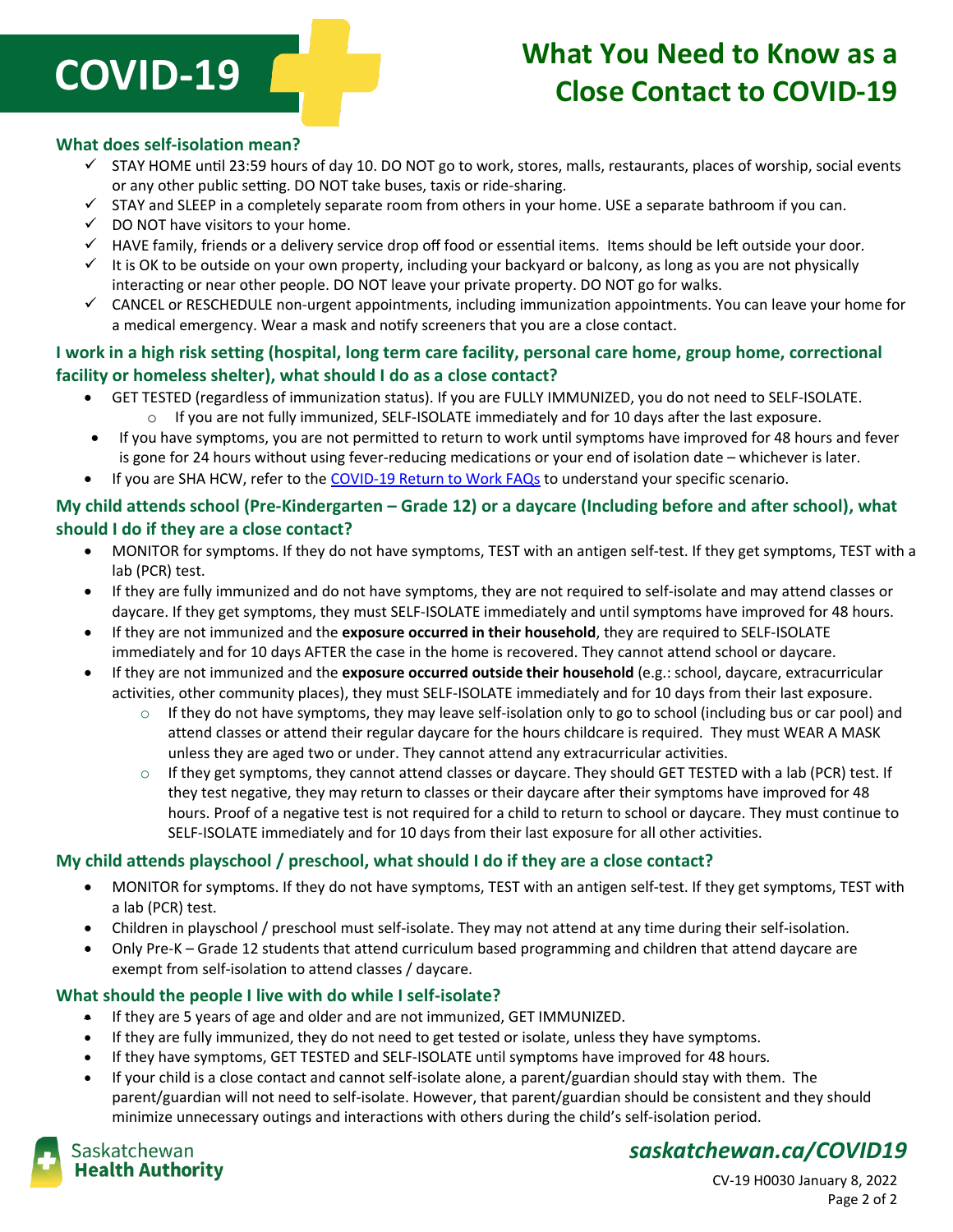# COVID-19

# What You Need to Know as a Close Contact to COVID-19

### What does self-isolation mean?

- ✓ STAY HOME until 23:59 hours of day 10. DO NOT go to work, stores, malls, restaurants, places of worship, social events or any other public setting. DO NOT take buses, taxis or ride-sharing.
- ✓ STAY and SLEEP in a completely separate room from others in your home. USE a separate bathroom if you can.
- ✓ DO NOT have visitors to your home.
- ✓ HAVE family, friends or a delivery service drop off food or essential items. Items should be left outside your door.
- ✓ It is OK to be outside on your own property, including your backyard or balcony, as long as you are not physically interacting or near other people. DO NOT leave your private property. DO NOT go for walks.
- ✓ CANCEL or RESCHEDULE non-urgent appointments, including immunization appointments. You can leave your home for a medical emergency. Wear a mask and notify screeners that you are a close contact.

### I work in a high risk setting (hospital, long term care facility, personal care home, group home, correctional facility or homeless shelter), what should I do as a close contact?

- GET TESTED (regardless of immunization status). If you are FULLY IMMUNIZED, you do not need to SELF-ISOLATE.
  - If you are not fully immunized, SELF-ISOLATE immediately and for 10 days after the last exposure.
- If you have symptoms, you are not permitted to return to work until symptoms have improved for 48 hours and fever is gone for 24 hours without using fever-reducing medications or your end of isolation date – whichever is later.
- If you are SHA HCW, refer to the COVID-19 Return to Work FAQs to understand your specific scenario.

### My child attends school (Pre-Kindergarten – Grade 12) or a daycare (Including before and after school), what should I do if they are a close contact?

- MONITOR for symptoms. If they do not have symptoms, TEST with an antigen self-test. If they get symptoms, TEST with a lab (PCR) test.
- If they are fully immunized and do not have symptoms, they are not required to self-isolate and may attend classes or daycare. If they get symptoms, they must SELF-ISOLATE immediately and until symptoms have improved for 48 hours.
- If they are not immunized and the **exposure occurred in their household**, they are required to SELF-ISOLATE immediately and for 10 days AFTER the case in the home is recovered. They cannot attend school or daycare.
- If they are not immunized and the **exposure occurred outside their household** (e.g.: school, daycare, extracurricular activities, other community places), they must SELF-ISOLATE immediately and for 10 days from their last exposure.
  - If they do not have symptoms, they may leave self-isolation only to go to school (including bus or car pool) and attend classes or attend their regular daycare for the hours childcare is required. They must WEAR A MASK unless they are aged two or under. They cannot attend any extracurricular activities.
  - If they get symptoms, they cannot attend classes or daycare. They should GET TESTED with a lab (PCR) test. If they test negative, they may return to classes or their daycare after their symptoms have improved for 48 hours. Proof of a negative test is not required for a child to return to school or daycare. They must continue to SELF-ISOLATE immediately and for 10 days from their last exposure for all other activities.

### My child attends playschool / preschool, what should I do if they are a close contact?

- MONITOR for symptoms. If they do not have symptoms, TEST with an antigen self-test. If they get symptoms, TEST with a lab (PCR) test.
- Children in playschool / preschool must self-isolate. They may not attend at any time during their self-isolation.
- Only Pre-K – Grade 12 students that attend curriculum based programming and children that attend daycare are exempt from self-isolation to attend classes / daycare.

### What should the people I live with do while I self-isolate?

- If they are 5 years of age and older and are not immunized, GET IMMUNIZED.
- If they are fully immunized, they do not need to get tested or isolate, unless they have symptoms.
- If they have symptoms, GET TESTED and SELF-ISOLATE until symptoms have improved for 48 hours.
- If your child is a close contact and cannot self-isolate alone, a parent/guardian should stay with them. The parent/guardian will not need to self-isolate. However, that parent/guardian should be consistent and they should minimize unnecessary outings and interactions with others during the child's self-isolation period.

Saskatchewan Health Authority

*saskatchewan.ca/COVID19*

CV-19 H0030 January 8, 2022